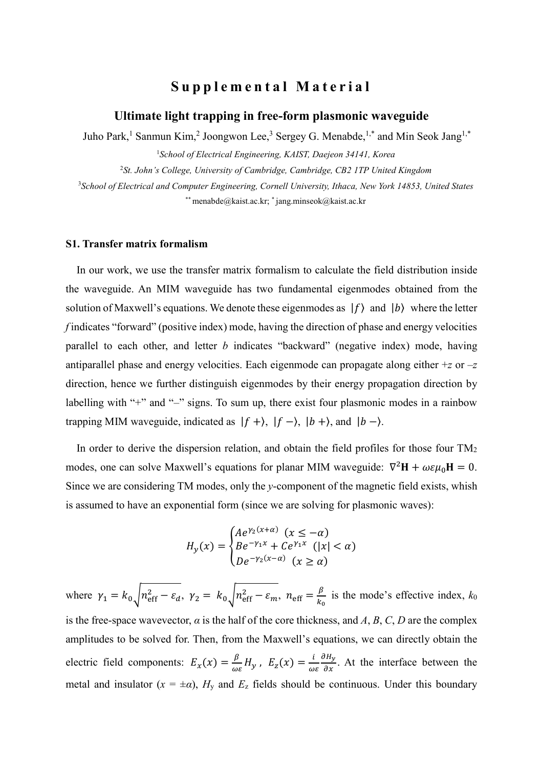# Supplemental Material

## Ultimate light trapping in free-form plasmonic waveguide

Juho Park,[1] Sanmun Kim,[2] Joongwon Lee,[3] Sergey G. Menabde,[1,*] and Min Seok Jang[1,*]

[1]*School of Electrical Engineering, KAIST, Daejeon 34141, Korea*

[2]*St. John's College, University of Cambridge, Cambridge, CB2 1TP United Kingdom*

[3]*School of Electrical and Computer Engineering, Cornell University, Ithaca, New York 14853, United States*

[**] menabde@kaist.ac.kr; [*] jang.minseok@kaist.ac.kr

### S1. Transfer matrix formalism

In our work, we use the transfer matrix formalism to calculate the field distribution inside the waveguide. An MIM waveguide has two fundamental eigenmodes obtained from the solution of Maxwell's equations. We denote these eigenmodes as $|f\rangle$ and $|b\rangle$ where the letter *f* indicates "forward" (positive index) mode, having the direction of phase and energy velocities parallel to each other, and letter *b* indicates "backward" (negative index) mode, having antiparallel phase and energy velocities. Each eigenmode can propagate along either $+z$ or $-z$ direction, hence we further distinguish eigenmodes by their energy propagation direction by labelling with "+" and "–" signs. To sum up, there exist four plasmonic modes in a rainbow trapping MIM waveguide, indicated as $|f+\rangle$, $|f-\rangle$, $|b+\rangle$, and $|b-\rangle$.

In order to derive the dispersion relation, and obtain the field profiles for those four $TM_2$ modes, one can solve Maxwell's equations for planar MIM waveguide: $\nabla^2\mathbf{H} + \omega\varepsilon\mu_0\mathbf{H} = 0$. Since we are considering TM modes, only the *y*-component of the magnetic field exists, whish is assumed to have an exponential form (since we are solving for plasmonic waves):

$$H_y(x) = \begin{cases} Ae^{\gamma_2(x+\alpha)} & (x \le -\alpha) \\ Be^{-\gamma_1 x} + Ce^{\gamma_1 x} & (|x| < \alpha) \\ De^{-\gamma_2(x-\alpha)} & (x \ge \alpha) \end{cases}$$

where $\gamma_1 = k_0\sqrt{n_{\text{eff}}^2 - \varepsilon_d}$, $\gamma_2 = k_0\sqrt{n_{\text{eff}}^2 - \varepsilon_m}$, $n_{\text{eff}} = \frac{\beta}{k_0}$ is the mode's effective index, $k_0$ is the free-space wavevector, $\alpha$ is the half of the core thickness, and $A$, $B$, $C$, $D$ are the complex amplitudes to be solved for. Then, from the Maxwell's equations, we can directly obtain the electric field components: $E_x(x) = \frac{\beta}{\omega\varepsilon}H_y$, $E_z(x) = \frac{i}{\omega\varepsilon}\frac{\partial H_y}{\partial x}$. At the interface between the metal and insulator ($x = \pm\alpha$), $H_y$ and $E_z$ fields should be continuous. Under this boundary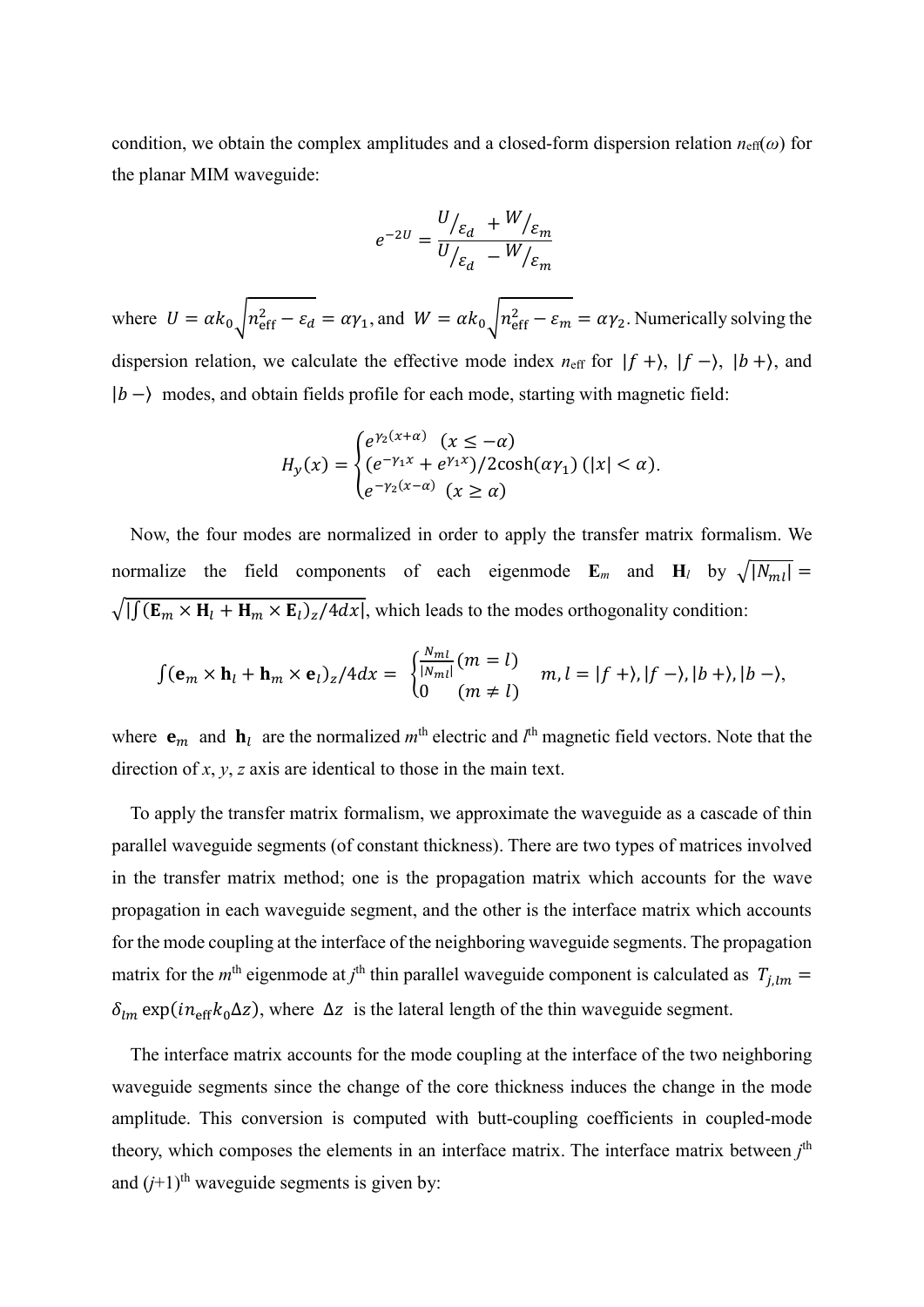condition, we obtain the complex amplitudes and a closed-form dispersion relation $n_{\text{eff}}(\omega)$ for the planar MIM waveguide:

$$e^{-2U} = \frac{U/_{\varepsilon_d} + W/_{\varepsilon_m}}{U/_{\varepsilon_d} - W/_{\varepsilon_m}}$$

where $U = \alpha k_0 \sqrt{n_{\text{eff}}^2 - \varepsilon_d} = \alpha\gamma_1$, and $W = \alpha k_0 \sqrt{n_{\text{eff}}^2 - \varepsilon_m} = \alpha\gamma_2$. Numerically solving the dispersion relation, we calculate the effective mode index $n_{\text{eff}}$ for $|f+\rangle$, $|f-\rangle$, $|b+\rangle$, and $|b-\rangle$ modes, and obtain fields profile for each mode, starting with magnetic field:

$$H_y(x) = \begin{cases} e^{\gamma_2(x+\alpha)} \ \ (x \leq -\alpha) \\ (e^{-\gamma_1 x} + e^{\gamma_1 x})/2\cosh(\alpha\gamma_1) \ (|x| < \alpha). \\ e^{-\gamma_2(x-\alpha)} \ \ (x \geq \alpha) \end{cases}$$

Now, the four modes are normalized in order to apply the transfer matrix formalism. We normalize the field components of each eigenmode $\mathbf{E}_m$ and $\mathbf{H}_l$ by $\sqrt{|N_{ml}|} = \sqrt{|\int(\mathbf{E}_m \times \mathbf{H}_l + \mathbf{H}_m \times \mathbf{E}_l)_z/4dx|}$, which leads to the modes orthogonality condition:

$$\int(\mathbf{e}_m \times \mathbf{h}_l + \mathbf{h}_m \times \mathbf{e}_l)_z/4dx = \begin{cases} \frac{N_{ml}}{|N_{ml}|} (m = l) \\ 0 \quad (m \neq l) \end{cases} \quad m, l = |f+\rangle, |f-\rangle, |b+\rangle, |b-\rangle,$$

where $\mathbf{e}_m$ and $\mathbf{h}_l$ are the normalized $m^{\text{th}}$ electric and $l^{\text{th}}$ magnetic field vectors. Note that the direction of $x$, $y$, $z$ axis are identical to those in the main text.

To apply the transfer matrix formalism, we approximate the waveguide as a cascade of thin parallel waveguide segments (of constant thickness). There are two types of matrices involved in the transfer matrix method; one is the propagation matrix which accounts for the wave propagation in each waveguide segment, and the other is the interface matrix which accounts for the mode coupling at the interface of the neighboring waveguide segments. The propagation matrix for the $m^{\text{th}}$ eigenmode at $j^{\text{th}}$ thin parallel waveguide component is calculated as $T_{j,lm} = \delta_{lm} \exp(in_{\text{eff}} k_0 \Delta z)$, where $\Delta z$ is the lateral length of the thin waveguide segment.

The interface matrix accounts for the mode coupling at the interface of the two neighboring waveguide segments since the change of the core thickness induces the change in the mode amplitude. This conversion is computed with butt-coupling coefficients in coupled-mode theory, which composes the elements in an interface matrix. The interface matrix between $j^{\text{th}}$ and $(j+1)^{\text{th}}$ waveguide segments is given by: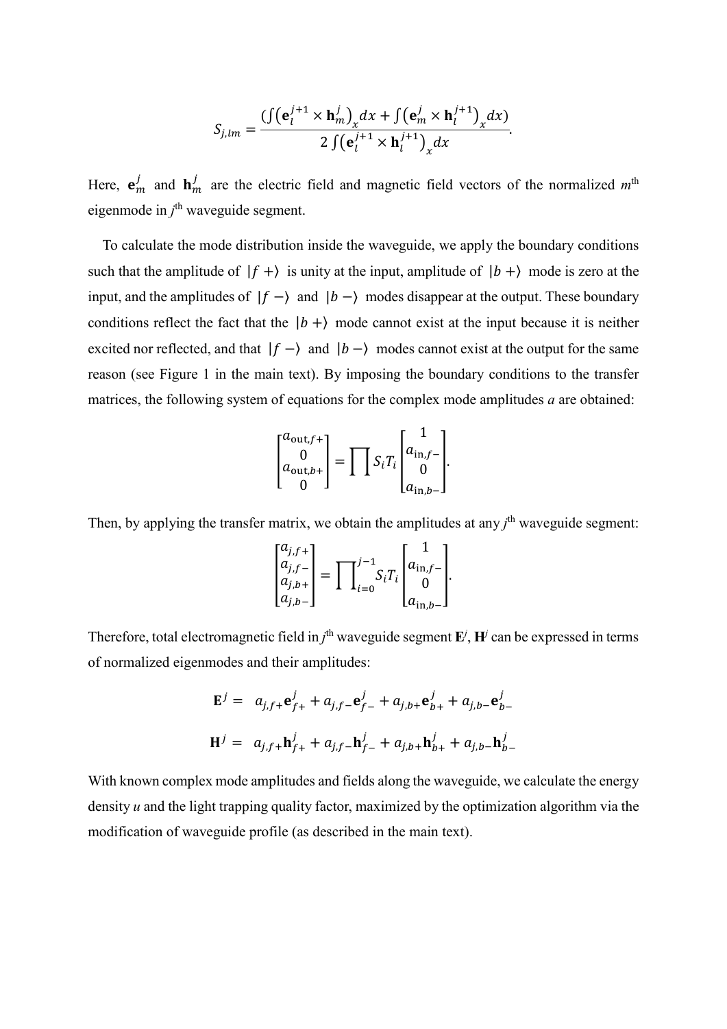$$S_{j,lm} = \frac{(\int \left(\mathbf{e}_l^{j+1} \times \mathbf{h}_m^j\right)_x dx + \int \left(\mathbf{e}_m^j \times \mathbf{h}_l^{j+1}\right)_x dx)}{2 \int \left(\mathbf{e}_l^{j+1} \times \mathbf{h}_l^{j+1}\right)_x dx}.$$

Here, $\mathbf{e}_m^j$ and $\mathbf{h}_m^j$ are the electric field and magnetic field vectors of the normalized $m^{\text{th}}$ eigenmode in $j^{\text{th}}$ waveguide segment.

To calculate the mode distribution inside the waveguide, we apply the boundary conditions such that the amplitude of $|f+\rangle$ is unity at the input, amplitude of $|b+\rangle$ mode is zero at the input, and the amplitudes of $|f-\rangle$ and $|b-\rangle$ modes disappear at the output. These boundary conditions reflect the fact that the $|b+\rangle$ mode cannot exist at the input because it is neither excited nor reflected, and that $|f-\rangle$ and $|b-\rangle$ modes cannot exist at the output for the same reason (see Figure 1 in the main text). By imposing the boundary conditions to the transfer matrices, the following system of equations for the complex mode amplitudes $a$ are obtained:

$$\begin{bmatrix} a_{\text{out},f+} \\ 0 \\ a_{\text{out},b+} \\ 0 \end{bmatrix} = \prod S_i T_i \begin{bmatrix} 1 \\ a_{\text{in},f-} \\ 0 \\ a_{\text{in},b-} \end{bmatrix}.$$

Then, by applying the transfer matrix, we obtain the amplitudes at any $j^{\text{th}}$ waveguide segment:

$$\begin{bmatrix} a_{j,f+} \\ a_{j,f-} \\ a_{j,b+} \\ a_{j,b-} \end{bmatrix} = \prod_{i=0}^{j-1} S_i T_i \begin{bmatrix} 1 \\ a_{\text{in},f-} \\ 0 \\ a_{\text{in},b-} \end{bmatrix}.$$

Therefore, total electromagnetic field in $j^{\text{th}}$ waveguide segment $\mathbf{E}^j$, $\mathbf{H}^j$ can be expressed in terms of normalized eigenmodes and their amplitudes:

$$\mathbf{E}^j = a_{j,f+}\mathbf{e}_{f+}^j + a_{j,f-}\mathbf{e}_{f-}^j + a_{j,b+}\mathbf{e}_{b+}^j + a_{j,b-}\mathbf{e}_{b-}^j$$

$$\mathbf{H}^j = a_{j,f+}\mathbf{h}_{f+}^j + a_{j,f-}\mathbf{h}_{f-}^j + a_{j,b+}\mathbf{h}_{b+}^j + a_{j,b-}\mathbf{h}_{b-}^j$$

With known complex mode amplitudes and fields along the waveguide, we calculate the energy density $u$ and the light trapping quality factor, maximized by the optimization algorithm via the modification of waveguide profile (as described in the main text).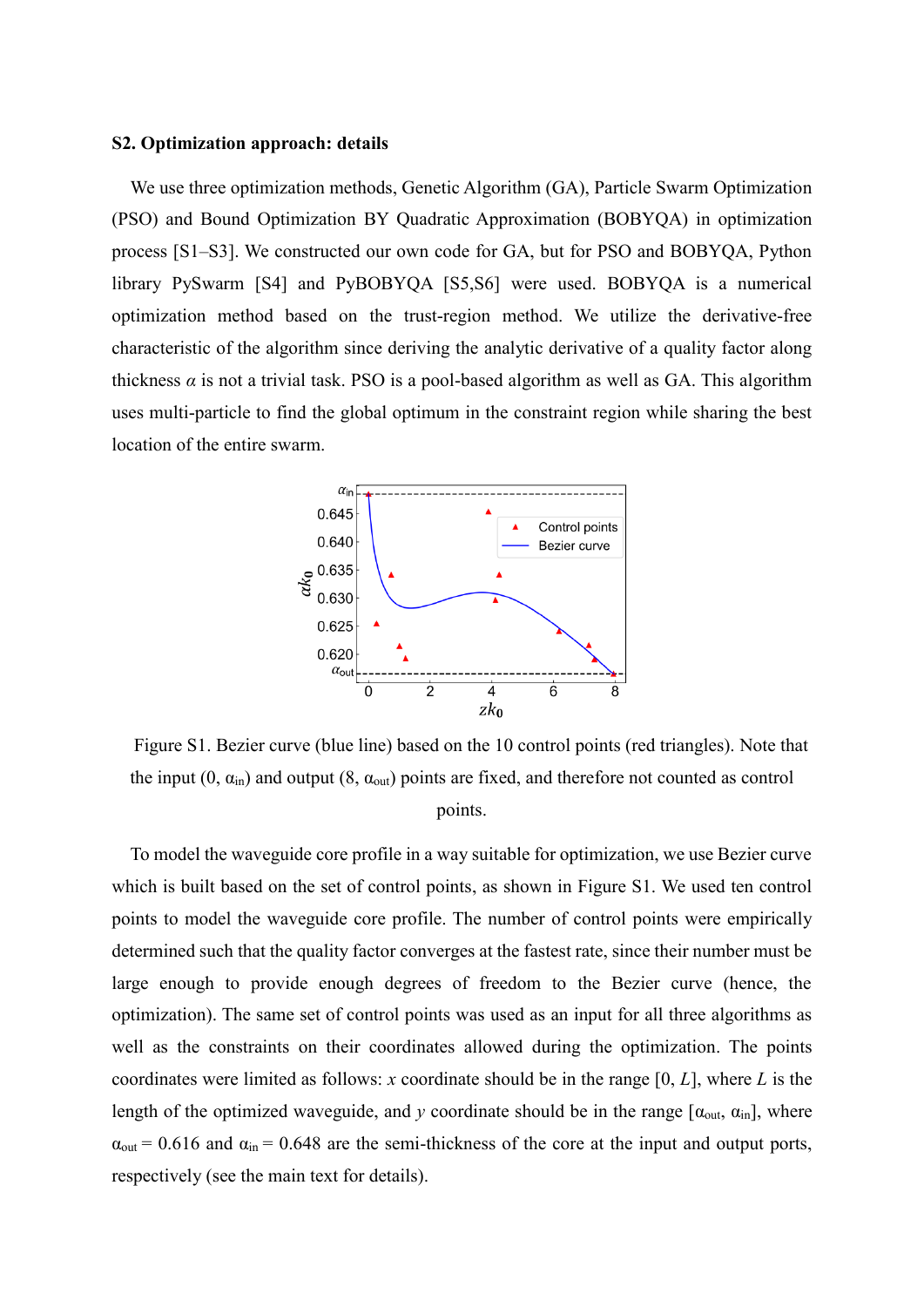### S2. Optimization approach: details

We use three optimization methods, Genetic Algorithm (GA), Particle Swarm Optimization (PSO) and Bound Optimization BY Quadratic Approximation (BOBYQA) in optimization process [S1–S3]. We constructed our own code for GA, but for PSO and BOBYQA, Python library PySwarm [S4] and PyBOBYQA [S5,S6] were used. BOBYQA is a numerical optimization method based on the trust-region method. We utilize the derivative-free characteristic of the algorithm since deriving the analytic derivative of a quality factor along thickness $\alpha$ is not a trivial task. PSO is a pool-based algorithm as well as GA. This algorithm uses multi-particle to find the global optimum in the constraint region while sharing the best location of the entire swarm.

Figure S1. Bezier curve (blue line) based on the 10 control points (red triangles). Note that the input (0, $\alpha_{in}$) and output (8, $\alpha_{out}$) points are fixed, and therefore not counted as control points.

To model the waveguide core profile in a way suitable for optimization, we use Bezier curve which is built based on the set of control points, as shown in Figure S1. We used ten control points to model the waveguide core profile. The number of control points were empirically determined such that the quality factor converges at the fastest rate, since their number must be large enough to provide enough degrees of freedom to the Bezier curve (hence, the optimization). The same set of control points was used as an input for all three algorithms as well as the constraints on their coordinates allowed during the optimization. The points coordinates were limited as follows: $x$ coordinate should be in the range [0, $L$], where $L$ is the length of the optimized waveguide, and $y$ coordinate should be in the range [$\alpha_{out}$, $\alpha_{in}$], where $\alpha_{out} = 0.616$ and $\alpha_{in} = 0.648$ are the semi-thickness of the core at the input and output ports, respectively (see the main text for details).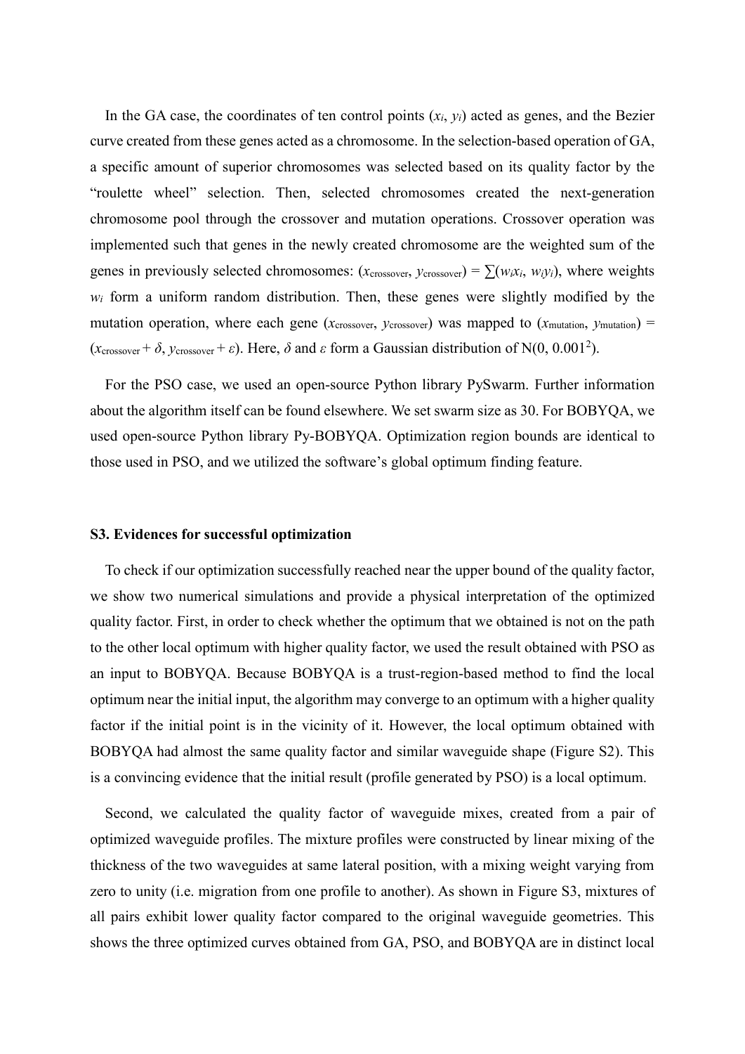In the GA case, the coordinates of ten control points ($x_i$, $y_i$) acted as genes, and the Bezier curve created from these genes acted as a chromosome. In the selection-based operation of GA, a specific amount of superior chromosomes was selected based on its quality factor by the "roulette wheel" selection. Then, selected chromosomes created the next-generation chromosome pool through the crossover and mutation operations. Crossover operation was implemented such that genes in the newly created chromosome are the weighted sum of the genes in previously selected chromosomes: ($x_{\text{crossover}}$, $y_{\text{crossover}}$) = $\sum(w_i x_i, w_i y_i)$, where weights $w_i$ form a uniform random distribution. Then, these genes were slightly modified by the mutation operation, where each gene ($x_{\text{crossover}}$, $y_{\text{crossover}}$) was mapped to ($x_{\text{mutation}}$, $y_{\text{mutation}}$) = ($x_{\text{crossover}} + \delta$, $y_{\text{crossover}} + \varepsilon$). Here, $\delta$ and $\varepsilon$ form a Gaussian distribution of $N(0, 0.001^2)$.

For the PSO case, we used an open-source Python library PySwarm. Further information about the algorithm itself can be found elsewhere. We set swarm size as 30. For BOBYQA, we used open-source Python library Py-BOBYQA. Optimization region bounds are identical to those used in PSO, and we utilized the software's global optimum finding feature.

### S3. Evidences for successful optimization

To check if our optimization successfully reached near the upper bound of the quality factor, we show two numerical simulations and provide a physical interpretation of the optimized quality factor. First, in order to check whether the optimum that we obtained is not on the path to the other local optimum with higher quality factor, we used the result obtained with PSO as an input to BOBYQA. Because BOBYQA is a trust-region-based method to find the local optimum near the initial input, the algorithm may converge to an optimum with a higher quality factor if the initial point is in the vicinity of it. However, the local optimum obtained with BOBYQA had almost the same quality factor and similar waveguide shape (Figure S2). This is a convincing evidence that the initial result (profile generated by PSO) is a local optimum.

Second, we calculated the quality factor of waveguide mixes, created from a pair of optimized waveguide profiles. The mixture profiles were constructed by linear mixing of the thickness of the two waveguides at same lateral position, with a mixing weight varying from zero to unity (i.e. migration from one profile to another). As shown in Figure S3, mixtures of all pairs exhibit lower quality factor compared to the original waveguide geometries. This shows the three optimized curves obtained from GA, PSO, and BOBYQA are in distinct local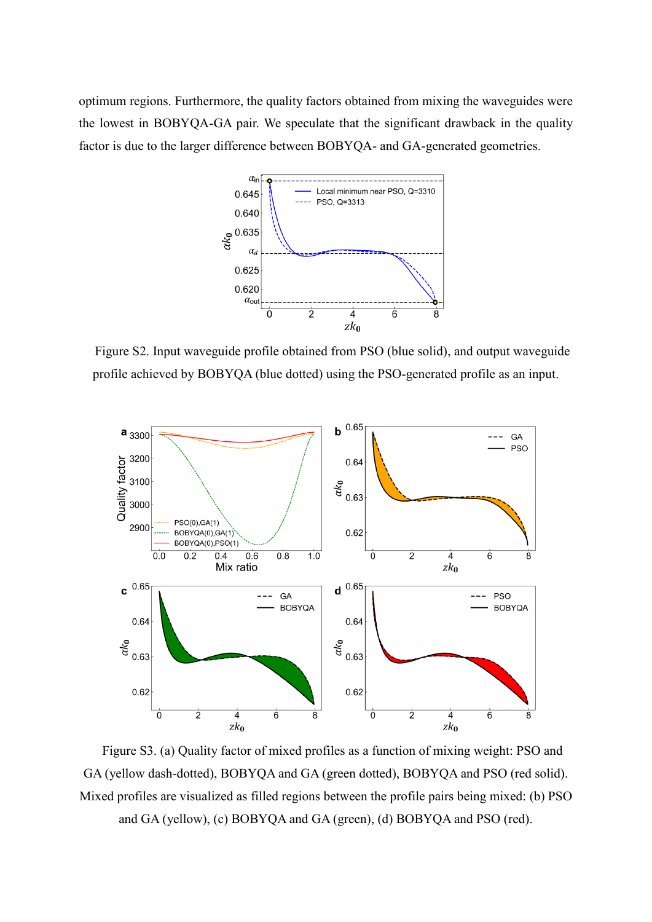optimum regions. Furthermore, the quality factors obtained from mixing the waveguides were the lowest in BOBYQA-GA pair. We speculate that the significant drawback in the quality factor is due to the larger difference between BOBYQA- and GA-generated geometries.

Figure S2. Input waveguide profile obtained from PSO (blue solid), and output waveguide profile achieved by BOBYQA (blue dotted) using the PSO-generated profile as an input.

Figure S3. (a) Quality factor of mixed profiles as a function of mixing weight: PSO and GA (yellow dash-dotted), BOBYQA and GA (green dotted), BOBYQA and PSO (red solid). Mixed profiles are visualized as filled regions between the profile pairs being mixed: (b) PSO and GA (yellow), (c) BOBYQA and GA (green), (d) BOBYQA and PSO (red).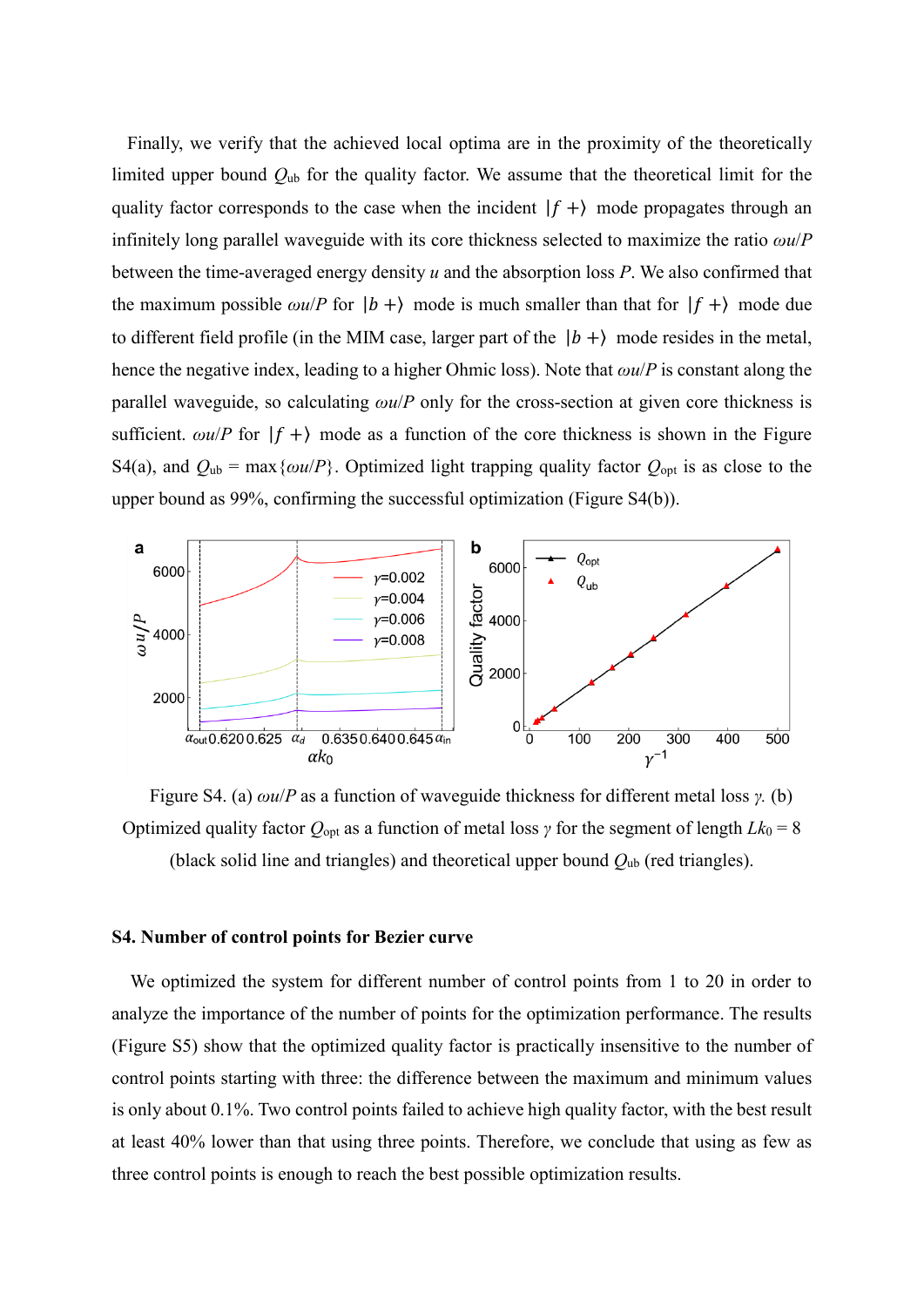Finally, we verify that the achieved local optima are in the proximity of the theoretically limited upper bound $Q_{ub}$ for the quality factor. We assume that the theoretical limit for the quality factor corresponds to the case when the incident $|f+\rangle$ mode propagates through an infinitely long parallel waveguide with its core thickness selected to maximize the ratio $\omega u/P$ between the time-averaged energy density $u$ and the absorption loss $P$. We also confirmed that the maximum possible $\omega u/P$ for $|b+\rangle$ mode is much smaller than that for $|f+\rangle$ mode due to different field profile (in the MIM case, larger part of the $|b+\rangle$ mode resides in the metal, hence the negative index, leading to a higher Ohmic loss). Note that $\omega u/P$ is constant along the parallel waveguide, so calculating $\omega u/P$ only for the cross-section at given core thickness is sufficient. $\omega u/P$ for $|f+\rangle$ mode as a function of the core thickness is shown in the Figure S4(a), and $Q_{ub} = \max\{\omega u/P\}$. Optimized light trapping quality factor $Q_{opt}$ is as close to the upper bound as 99%, confirming the successful optimization (Figure S4(b)).

Figure S4. (a) $\omega u/P$ as a function of waveguide thickness for different metal loss $\gamma$. (b) Optimized quality factor $Q_{opt}$ as a function of metal loss $\gamma$ for the segment of length $Lk_0 = 8$ (black solid line and triangles) and theoretical upper bound $Q_{ub}$ (red triangles).

### S4. Number of control points for Bezier curve

We optimized the system for different number of control points from 1 to 20 in order to analyze the importance of the number of points for the optimization performance. The results (Figure S5) show that the optimized quality factor is practically insensitive to the number of control points starting with three: the difference between the maximum and minimum values is only about 0.1%. Two control points failed to achieve high quality factor, with the best result at least 40% lower than that using three points. Therefore, we conclude that using as few as three control points is enough to reach the best possible optimization results.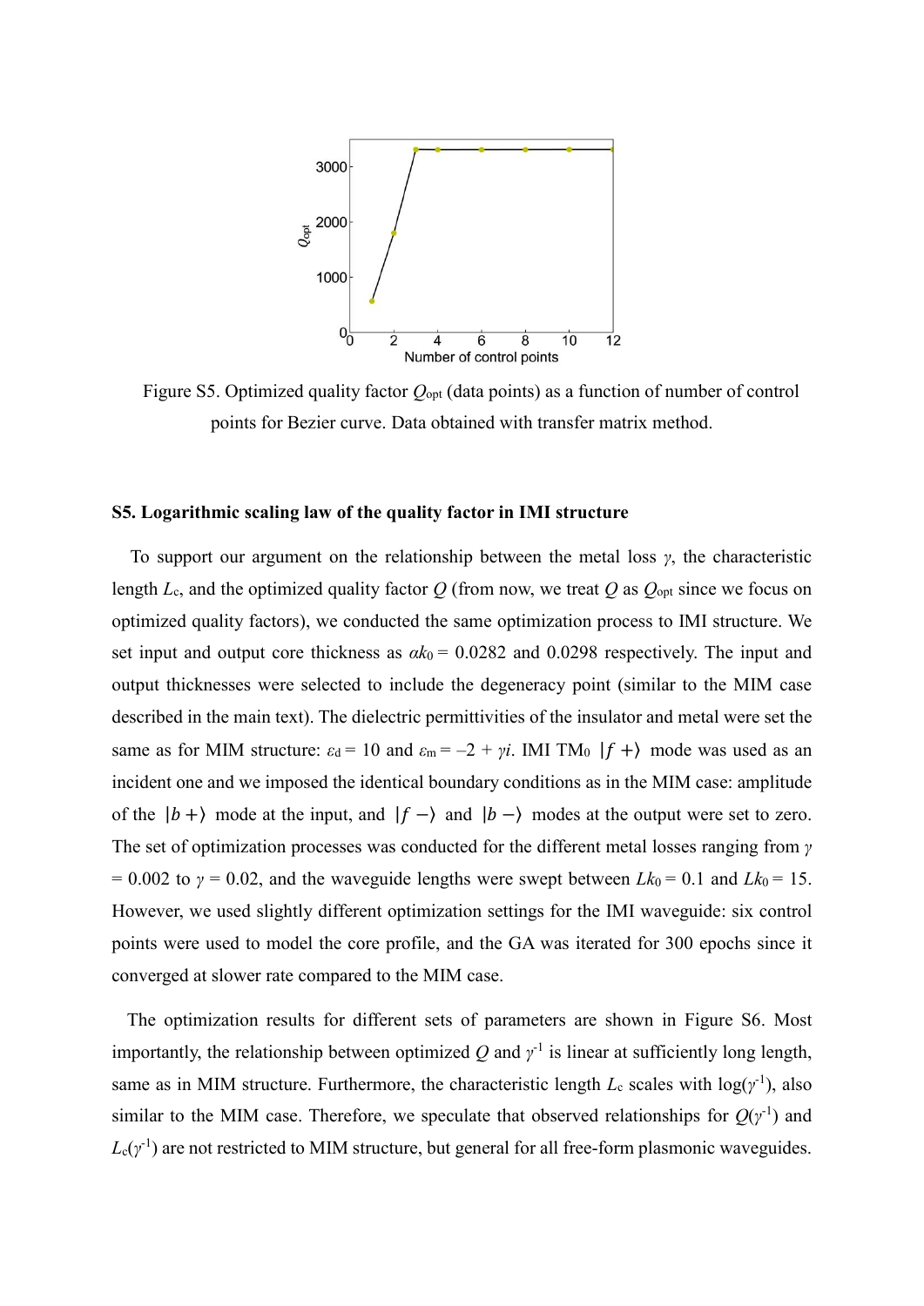Figure S5. Optimized quality factor $Q_{\mathrm{opt}}$ (data points) as a function of number of control points for Bezier curve. Data obtained with transfer matrix method.

### S5. Logarithmic scaling law of the quality factor in IMI structure

To support our argument on the relationship between the metal loss $\gamma$, the characteristic length $L_c$, and the optimized quality factor $Q$ (from now, we treat $Q$ as $Q_{\mathrm{opt}}$ since we focus on optimized quality factors), we conducted the same optimization process to IMI structure. We set input and output core thickness as $\alpha k_0 = 0.0282$ and $0.0298$ respectively. The input and output thicknesses were selected to include the degeneracy point (similar to the MIM case described in the main text). The dielectric permittivities of the insulator and metal were set the same as for MIM structure: $\varepsilon_d = 10$ and $\varepsilon_m = -2 + \gamma i$. IMI $\mathrm{TM}_0$ $|f+\rangle$ mode was used as an incident one and we imposed the identical boundary conditions as in the MIM case: amplitude of the $|b+\rangle$ mode at the input, and $|f-\rangle$ and $|b-\rangle$ modes at the output were set to zero. The set of optimization processes was conducted for the different metal losses ranging from $\gamma = 0.002$ to $\gamma = 0.02$, and the waveguide lengths were swept between $Lk_0 = 0.1$ and $Lk_0 = 15$. However, we used slightly different optimization settings for the IMI waveguide: six control points were used to model the core profile, and the GA was iterated for 300 epochs since it converged at slower rate compared to the MIM case.

The optimization results for different sets of parameters are shown in Figure S6. Most importantly, the relationship between optimized $Q$ and $\gamma^{-1}$ is linear at sufficiently long length, same as in MIM structure. Furthermore, the characteristic length $L_c$ scales with $\log(\gamma^{-1})$, also similar to the MIM case. Therefore, we speculate that observed relationships for $Q(\gamma^{-1})$ and $L_c(\gamma^{-1})$ are not restricted to MIM structure, but general for all free-form plasmonic waveguides.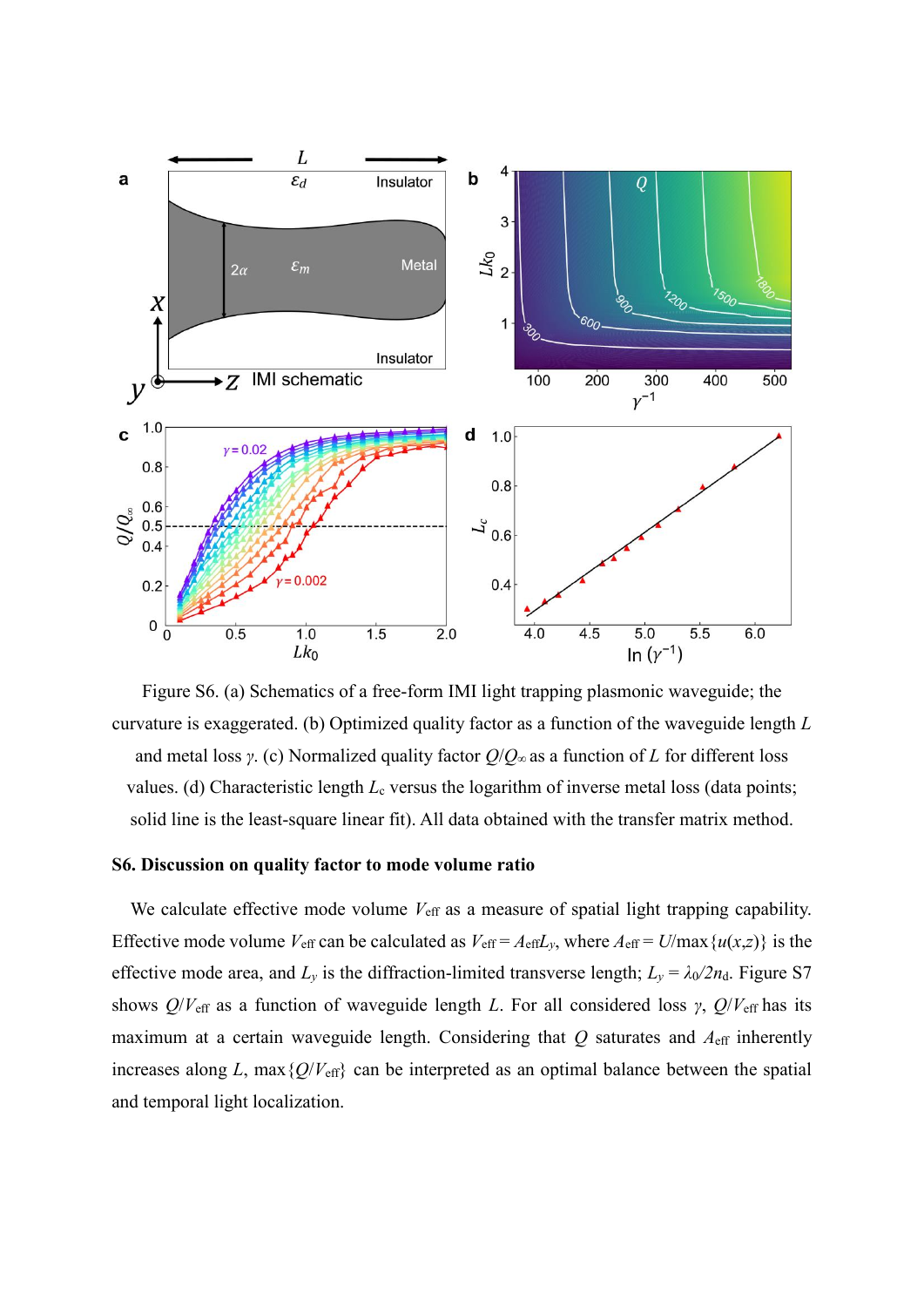Figure S6. (a) Schematics of a free-form IMI light trapping plasmonic waveguide; the curvature is exaggerated. (b) Optimized quality factor as a function of the waveguide length $L$ and metal loss $\gamma$. (c) Normalized quality factor $Q/Q_\infty$ as a function of $L$ for different loss values. (d) Characteristic length $L_c$ versus the logarithm of inverse metal loss (data points; solid line is the least-square linear fit). All data obtained with the transfer matrix method.

### S6. Discussion on quality factor to mode volume ratio

We calculate effective mode volume $V_{\text{eff}}$ as a measure of spatial light trapping capability. Effective mode volume $V_{\text{eff}}$ can be calculated as $V_{\text{eff}} = A_{\text{eff}}L_y$, where $A_{\text{eff}} = U/\max\{u(x,z)\}$ is the effective mode area, and $L_y$ is the diffraction-limited transverse length; $L_y = \lambda_0/2n_\text{d}$. Figure S7 shows $Q/V_{\text{eff}}$ as a function of waveguide length $L$. For all considered loss $\gamma$, $Q/V_{\text{eff}}$ has its maximum at a certain waveguide length. Considering that $Q$ saturates and $A_{\text{eff}}$ inherently increases along $L$, $\max\{Q/V_{\text{eff}}\}$ can be interpreted as an optimal balance between the spatial and temporal light localization.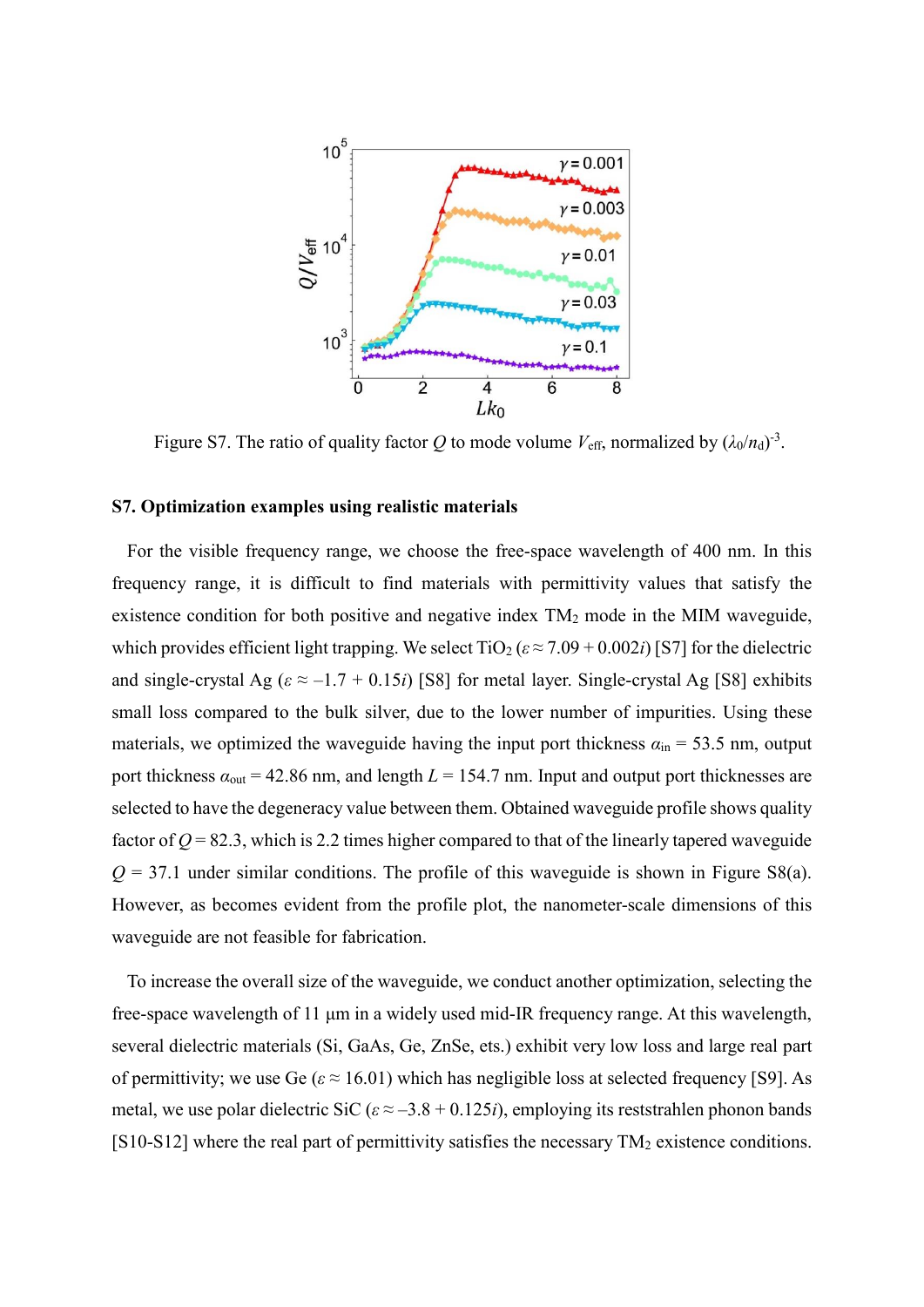Figure S7. The ratio of quality factor $Q$ to mode volume $V_{\text{eff}}$, normalized by $(\lambda_0/n_d)^{-3}$.

### S7. Optimization examples using realistic materials

For the visible frequency range, we choose the free-space wavelength of 400 nm. In this frequency range, it is difficult to find materials with permittivity values that satisfy the existence condition for both positive and negative index $TM_2$ mode in the MIM waveguide, which provides efficient light trapping. We select $TiO_2$ ($\varepsilon \approx 7.09 + 0.002i$) [S7] for the dielectric and single-crystal Ag ($\varepsilon \approx -1.7 + 0.15i$) [S8] for metal layer. Single-crystal Ag [S8] exhibits small loss compared to the bulk silver, due to the lower number of impurities. Using these materials, we optimized the waveguide having the input port thickness $\alpha_{\text{in}} = 53.5$ nm, output port thickness $\alpha_{\text{out}} = 42.86$ nm, and length $L = 154.7$ nm. Input and output port thicknesses are selected to have the degeneracy value between them. Obtained waveguide profile shows quality factor of $Q = 82.3$, which is 2.2 times higher compared to that of the linearly tapered waveguide $Q = 37.1$ under similar conditions. The profile of this waveguide is shown in Figure S8(a). However, as becomes evident from the profile plot, the nanometer-scale dimensions of this waveguide are not feasible for fabrication.

To increase the overall size of the waveguide, we conduct another optimization, selecting the free-space wavelength of 11 μm in a widely used mid-IR frequency range. At this wavelength, several dielectric materials (Si, GaAs, Ge, ZnSe, ets.) exhibit very low loss and large real part of permittivity; we use Ge ($\varepsilon \approx 16.01$) which has negligible loss at selected frequency [S9]. As metal, we use polar dielectric SiC ($\varepsilon \approx -3.8 + 0.125i$), employing its reststrahlen phonon bands [S10-S12] where the real part of permittivity satisfies the necessary $TM_2$ existence conditions.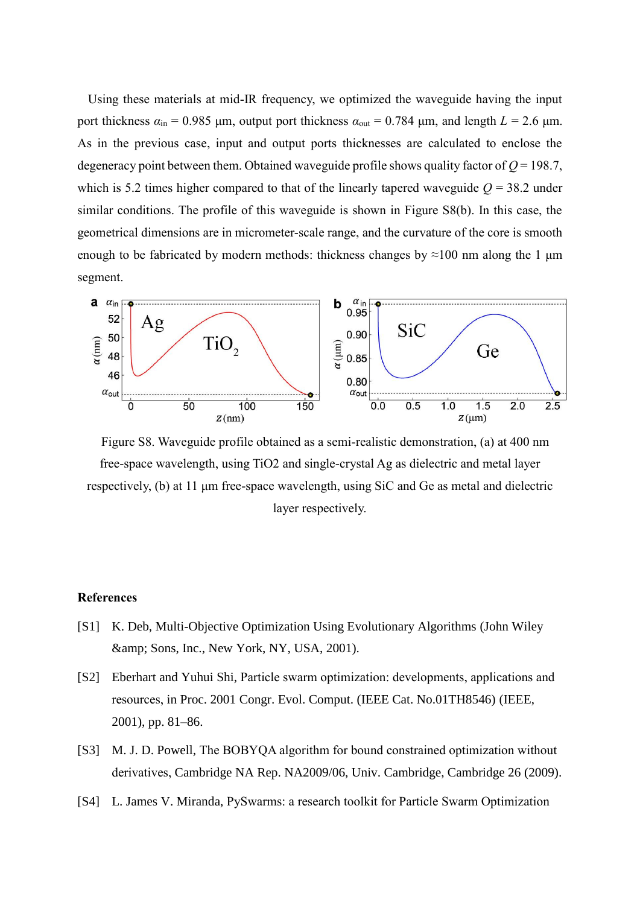Using these materials at mid-IR frequency, we optimized the waveguide having the input port thickness $\alpha_{in}$ = 0.985 μm, output port thickness $\alpha_{out}$ = 0.784 μm, and length $L$ = 2.6 μm. As in the previous case, input and output ports thicknesses are calculated to enclose the degeneracy point between them. Obtained waveguide profile shows quality factor of $Q$ = 198.7, which is 5.2 times higher compared to that of the linearly tapered waveguide $Q$ = 38.2 under similar conditions. The profile of this waveguide is shown in Figure S8(b). In this case, the geometrical dimensions are in micrometer-scale range, and the curvature of the core is smooth enough to be fabricated by modern methods: thickness changes by ≈100 nm along the 1 μm segment.

Figure S8. Waveguide profile obtained as a semi-realistic demonstration, (a) at 400 nm free-space wavelength, using TiO2 and single-crystal Ag as dielectric and metal layer respectively, (b) at 11 μm free-space wavelength, using SiC and Ge as metal and dielectric layer respectively.

## References

[S1] K. Deb, Multi-Objective Optimization Using Evolutionary Algorithms (John Wiley &amp; Sons, Inc., New York, NY, USA, 2001).

[S2] Eberhart and Yuhui Shi, Particle swarm optimization: developments, applications and resources, in Proc. 2001 Congr. Evol. Comput. (IEEE Cat. No.01TH8546) (IEEE, 2001), pp. 81–86.

[S3] M. J. D. Powell, The BOBYQA algorithm for bound constrained optimization without derivatives, Cambridge NA Rep. NA2009/06, Univ. Cambridge, Cambridge 26 (2009).

[S4] L. James V. Miranda, PySwarms: a research toolkit for Particle Swarm Optimization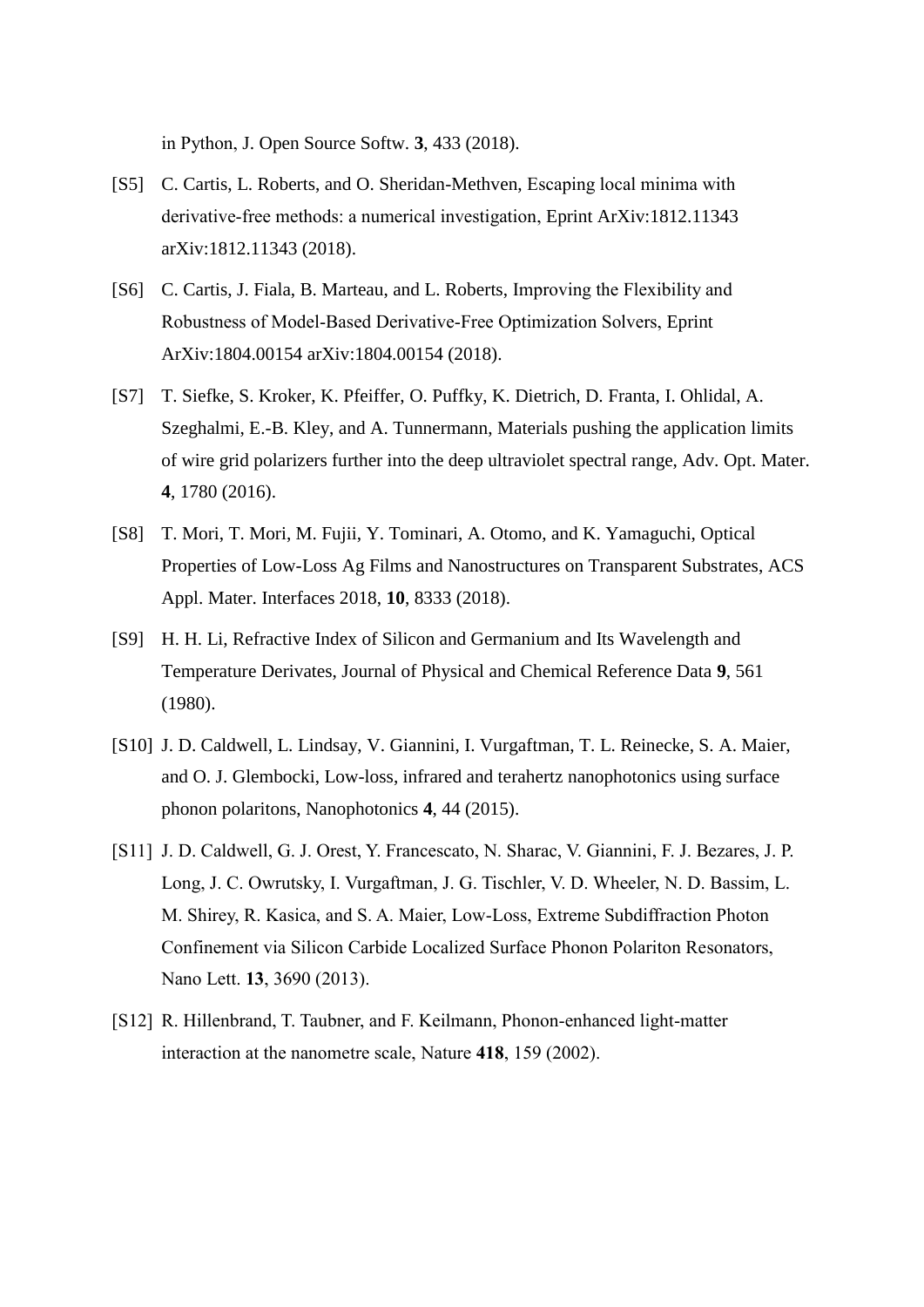in Python, J. Open Source Softw. **3**, 433 (2018).

[S5] C. Cartis, L. Roberts, and O. Sheridan-Methven, Escaping local minima with derivative-free methods: a numerical investigation, Eprint ArXiv:1812.11343 arXiv:1812.11343 (2018).

[S6] C. Cartis, J. Fiala, B. Marteau, and L. Roberts, Improving the Flexibility and Robustness of Model-Based Derivative-Free Optimization Solvers, Eprint ArXiv:1804.00154 arXiv:1804.00154 (2018).

[S7] T. Siefke, S. Kroker, K. Pfeiffer, O. Puffky, K. Dietrich, D. Franta, I. Ohlidal, A. Szeghalmi, E.-B. Kley, and A. Tunnermann, Materials pushing the application limits of wire grid polarizers further into the deep ultraviolet spectral range, Adv. Opt. Mater. **4**, 1780 (2016).

[S8] T. Mori, T. Mori, M. Fujii, Y. Tominari, A. Otomo, and K. Yamaguchi, Optical Properties of Low-Loss Ag Films and Nanostructures on Transparent Substrates, ACS Appl. Mater. Interfaces 2018, **10**, 8333 (2018).

[S9] H. H. Li, Refractive Index of Silicon and Germanium and Its Wavelength and Temperature Derivates, Journal of Physical and Chemical Reference Data **9**, 561 (1980).

[S10] J. D. Caldwell, L. Lindsay, V. Giannini, I. Vurgaftman, T. L. Reinecke, S. A. Maier, and O. J. Glembocki, Low-loss, infrared and terahertz nanophotonics using surface phonon polaritons, Nanophotonics **4**, 44 (2015).

[S11] J. D. Caldwell, G. J. Orest, Y. Francescato, N. Sharac, V. Giannini, F. J. Bezares, J. P. Long, J. C. Owrutsky, I. Vurgaftman, J. G. Tischler, V. D. Wheeler, N. D. Bassim, L. M. Shirey, R. Kasica, and S. A. Maier, Low-Loss, Extreme Subdiffraction Photon Confinement via Silicon Carbide Localized Surface Phonon Polariton Resonators, Nano Lett. **13**, 3690 (2013).

[S12] R. Hillenbrand, T. Taubner, and F. Keilmann, Phonon-enhanced light-matter interaction at the nanometre scale, Nature **418**, 159 (2002).